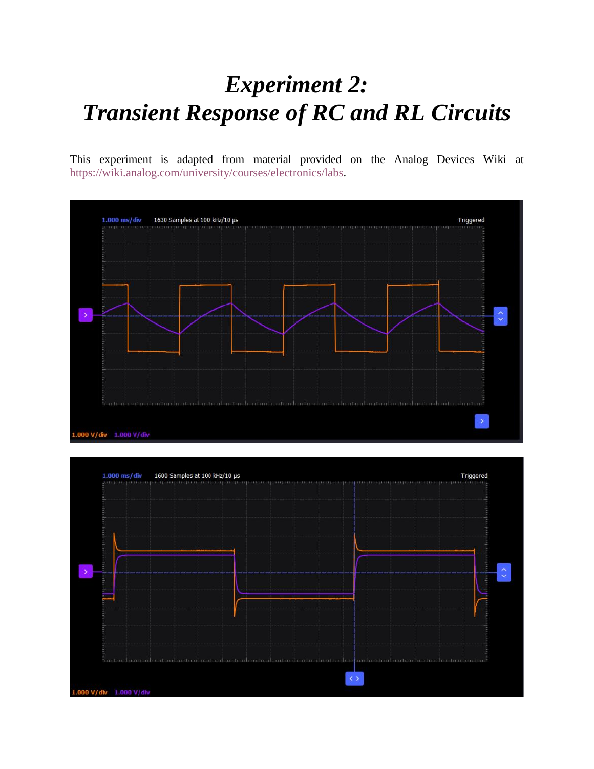# *Experiment 2:*
# *Transient Response of RC and RL Circuits*

This experiment is adapted from material provided on the Analog Devices Wiki at https://wiki.analog.com/university/courses/electronics/labs.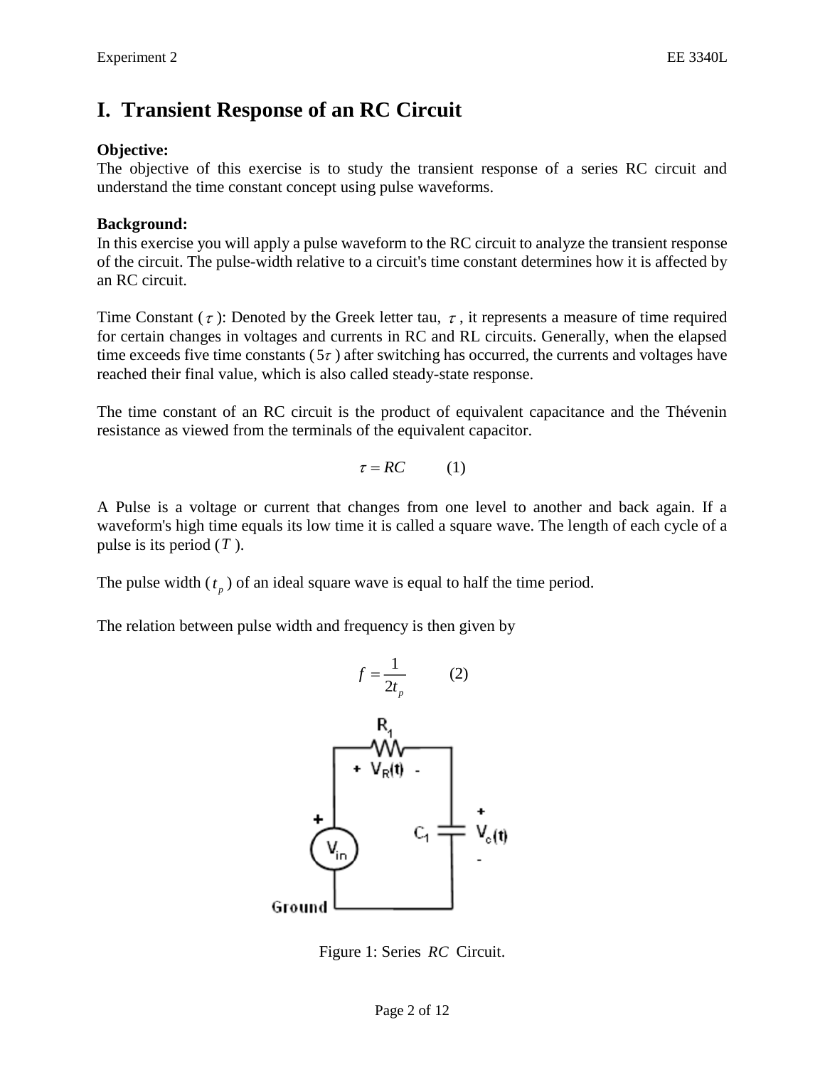# I. Transient Response of an RC Circuit

**Objective:**
The objective of this exercise is to study the transient response of a series RC circuit and understand the time constant concept using pulse waveforms.

**Background:**
In this exercise you will apply a pulse waveform to the RC circuit to analyze the transient response of the circuit. The pulse-width relative to a circuit's time constant determines how it is affected by an RC circuit.

Time Constant ($\tau$): Denoted by the Greek letter tau, $\tau$, it represents a measure of time required for certain changes in voltages and currents in RC and RL circuits. Generally, when the elapsed time exceeds five time constants ($5\tau$) after switching has occurred, the currents and voltages have reached their final value, which is also called steady-state response.

The time constant of an RC circuit is the product of equivalent capacitance and the Thévenin resistance as viewed from the terminals of the equivalent capacitor.

$$\tau = RC \qquad (1)$$

A Pulse is a voltage or current that changes from one level to another and back again. If a waveform's high time equals its low time it is called a square wave. The length of each cycle of a pulse is its period ($T$).

The pulse width ($t_p$) of an ideal square wave is equal to half the time period.

The relation between pulse width and frequency is then given by

$$f = \frac{1}{2t_p} \qquad (2)$$

Figure 1: Series $RC$ Circuit.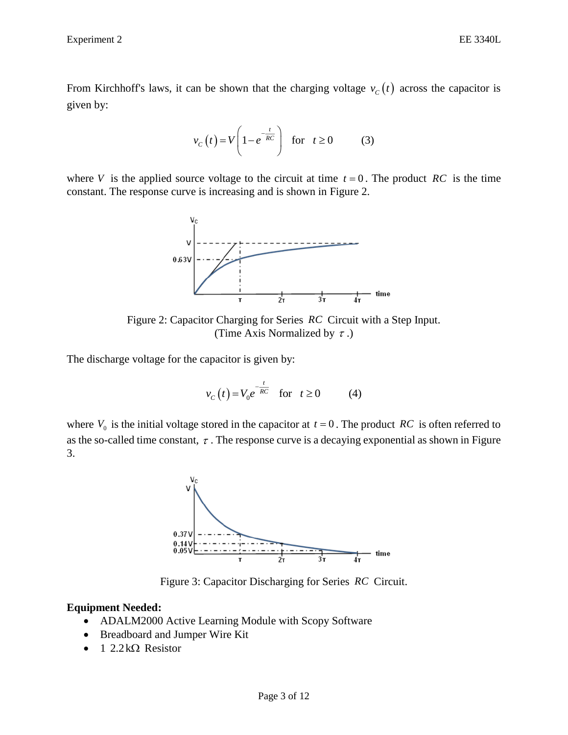From Kirchhoff's laws, it can be shown that the charging voltage $v_C(t)$ across the capacitor is given by:

$$v_C(t) = V\left(1 - e^{-\frac{t}{RC}}\right) \quad \text{for} \quad t \geq 0 \qquad (3)$$

where $V$ is the applied source voltage to the circuit at time $t = 0$. The product $RC$ is the time constant. The response curve is increasing and is shown in Figure 2.

Figure 2: Capacitor Charging for Series $RC$ Circuit with a Step Input.
(Time Axis Normalized by $\tau$.)

The discharge voltage for the capacitor is given by:

$$v_C(t) = V_0 e^{-\frac{t}{RC}} \quad \text{for} \quad t \geq 0 \qquad (4)$$

where $V_0$ is the initial voltage stored in the capacitor at $t = 0$. The product $RC$ is often referred to as the so-called time constant, $\tau$. The response curve is a decaying exponential as shown in Figure 3.

Figure 3: Capacitor Discharging for Series $RC$ Circuit.

**Equipment Needed:**

- ADALM2000 Active Learning Module with Scopy Software
- Breadboard and Jumper Wire Kit
- 1 $2.2\,\text{k}\Omega$ Resistor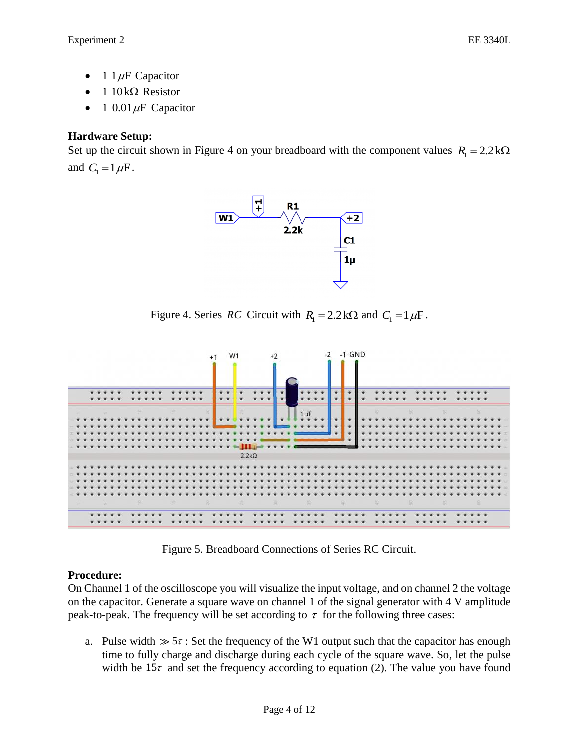- 1 $1\,\mu$F Capacitor
- 1 $10\,\text{k}\Omega$ Resistor
- 1 $0.01\,\mu$F Capacitor

**Hardware Setup:**
Set up the circuit shown in Figure 4 on your breadboard with the component values $R_1 = 2.2\,\text{k}\Omega$ and $C_1 = 1\,\mu\text{F}$.

Figure 4. Series $RC$ Circuit with $R_1 = 2.2\,\text{k}\Omega$ and $C_1 = 1\,\mu\text{F}$.

Figure 5. Breadboard Connections of Series RC Circuit.

**Procedure:**
On Channel 1 of the oscilloscope you will visualize the input voltage, and on channel 2 the voltage on the capacitor. Generate a square wave on channel 1 of the signal generator with 4 V amplitude peak-to-peak. The frequency will be set according to $\tau$ for the following three cases:

a. Pulse width $\gg 5\tau$: Set the frequency of the W1 output such that the capacitor has enough time to fully charge and discharge during each cycle of the square wave. So, let the pulse width be $15\tau$ and set the frequency according to equation (2). The value you have found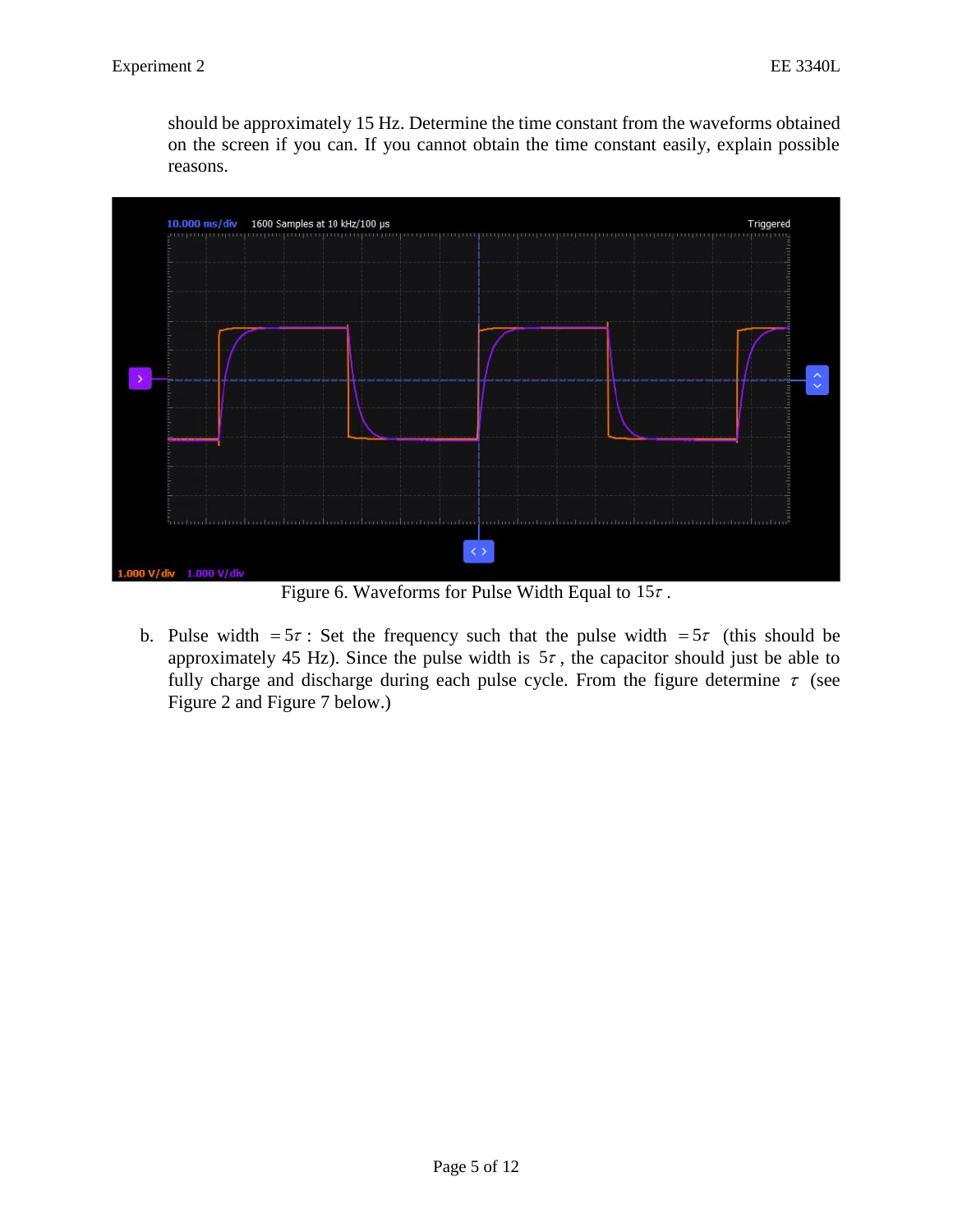should be approximately 15 Hz. Determine the time constant from the waveforms obtained on the screen if you can. If you cannot obtain the time constant easily, explain possible reasons.

Figure 6. Waveforms for Pulse Width Equal to $15\tau$ .

b. Pulse width $= 5\tau$ : Set the frequency such that the pulse width $= 5\tau$ (this should be approximately 45 Hz). Since the pulse width is $5\tau$ , the capacitor should just be able to fully charge and discharge during each pulse cycle. From the figure determine $\tau$ (see Figure 2 and Figure 7 below.)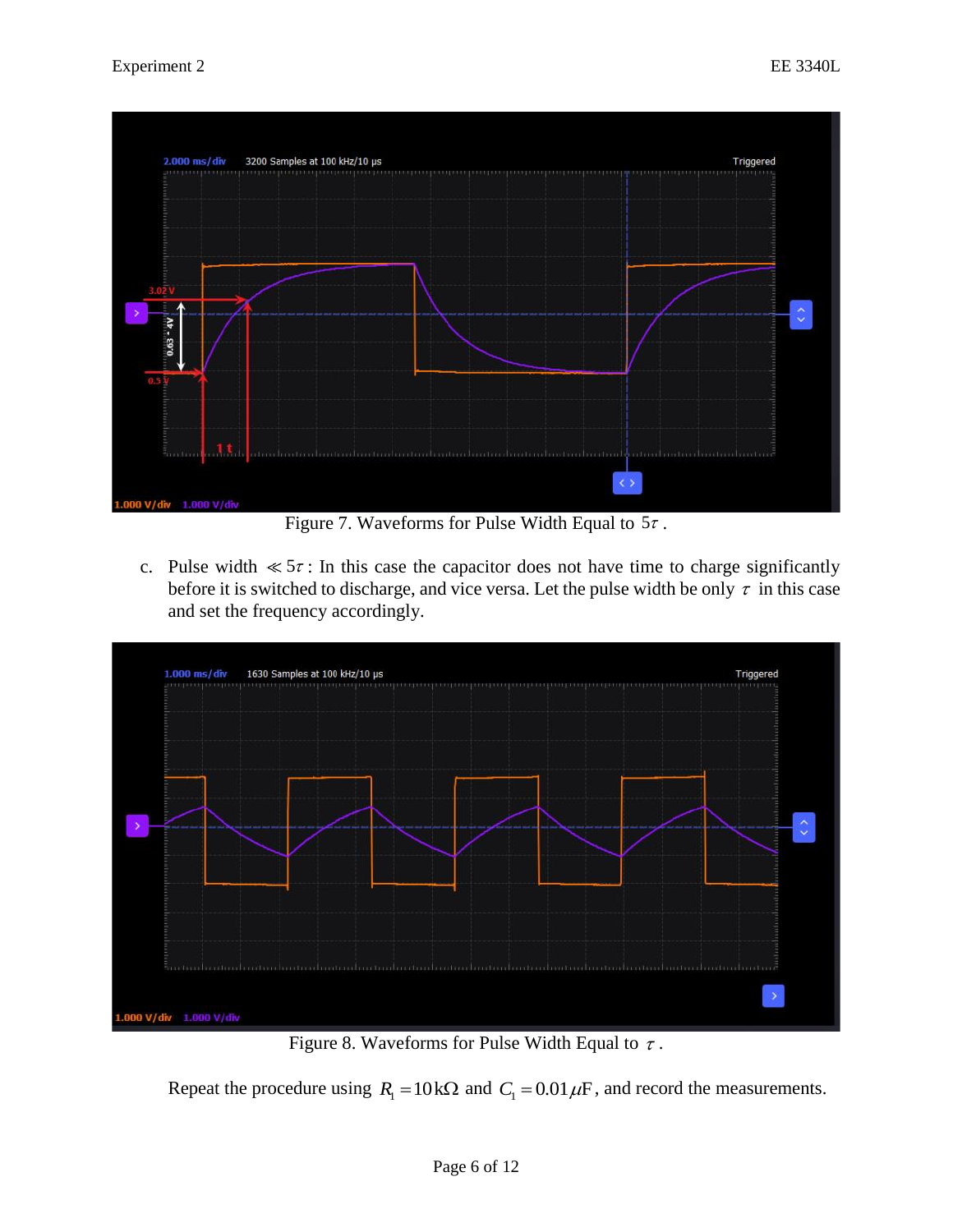Figure 7. Waveforms for Pulse Width Equal to $5\tau$.

c. Pulse width $\ll 5\tau$: In this case the capacitor does not have time to charge significantly before it is switched to discharge, and vice versa. Let the pulse width be only $\tau$ in this case and set the frequency accordingly.

Figure 8. Waveforms for Pulse Width Equal to $\tau$.

Repeat the procedure using $R_1 = 10\,\text{k}\Omega$ and $C_1 = 0.01\,\mu\text{F}$, and record the measurements.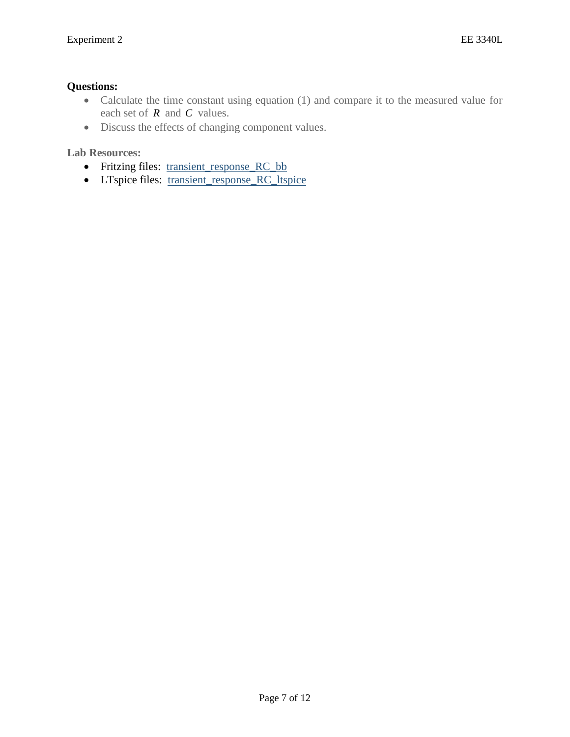**Questions:**

- Calculate the time constant using equation (1) and compare it to the measured value for each set of $R$ and $C$ values.
- Discuss the effects of changing component values.

**Lab Resources:**

- Fritzing files: transient_response_RC_bb
- LTspice files: transient_response_RC_ltspice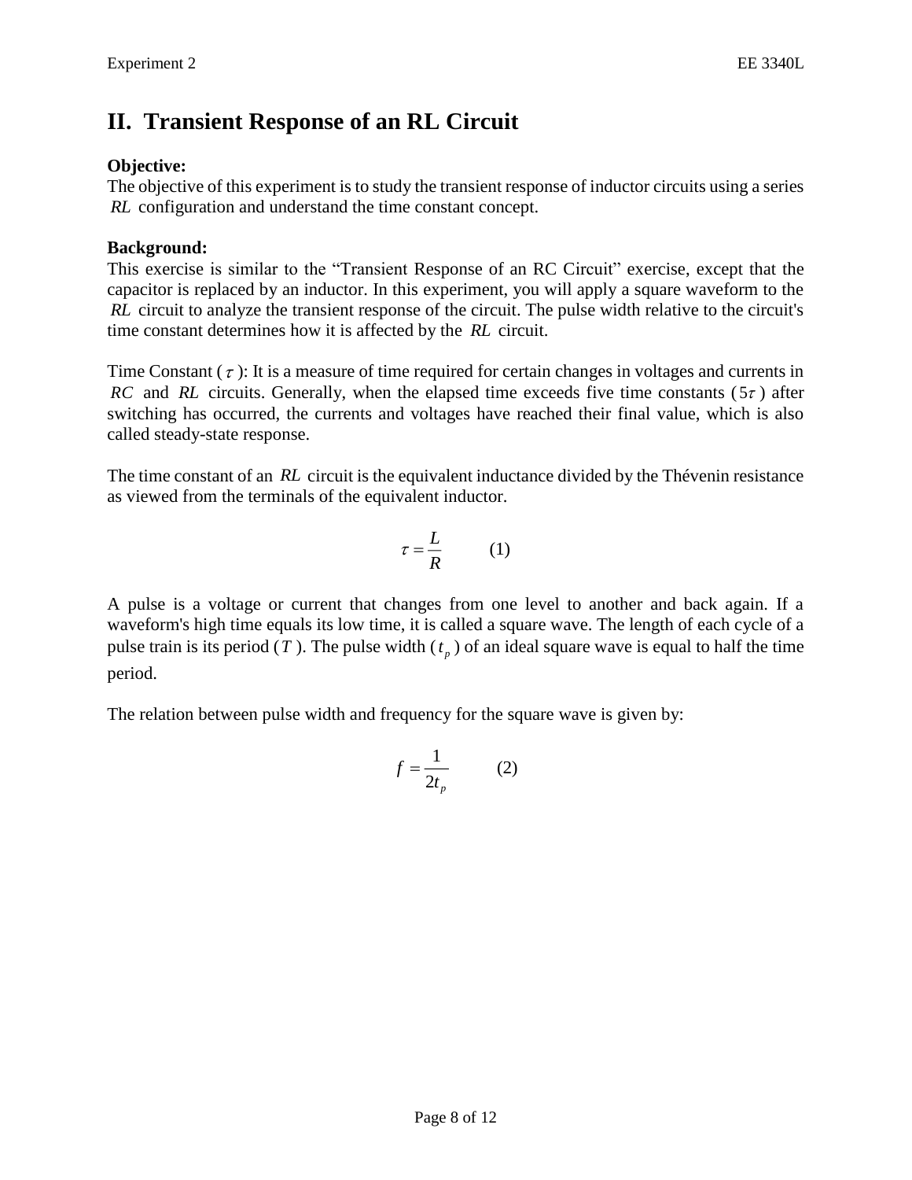## II. Transient Response of an RL Circuit

**Objective:**
The objective of this experiment is to study the transient response of inductor circuits using a series $RL$ configuration and understand the time constant concept.

**Background:**
This exercise is similar to the "Transient Response of an RC Circuit" exercise, except that the capacitor is replaced by an inductor. In this experiment, you will apply a square waveform to the $RL$ circuit to analyze the transient response of the circuit. The pulse width relative to the circuit's time constant determines how it is affected by the $RL$ circuit.

Time Constant ($\tau$): It is a measure of time required for certain changes in voltages and currents in $RC$ and $RL$ circuits. Generally, when the elapsed time exceeds five time constants ($5\tau$) after switching has occurred, the currents and voltages have reached their final value, which is also called steady-state response.

The time constant of an $RL$ circuit is the equivalent inductance divided by the Thévenin resistance as viewed from the terminals of the equivalent inductor.

$$\tau = \frac{L}{R} \qquad (1)$$

A pulse is a voltage or current that changes from one level to another and back again. If a waveform's high time equals its low time, it is called a square wave. The length of each cycle of a pulse train is its period ($T$). The pulse width ($t_p$) of an ideal square wave is equal to half the time period.

The relation between pulse width and frequency for the square wave is given by:

$$f = \frac{1}{2t_p} \qquad (2)$$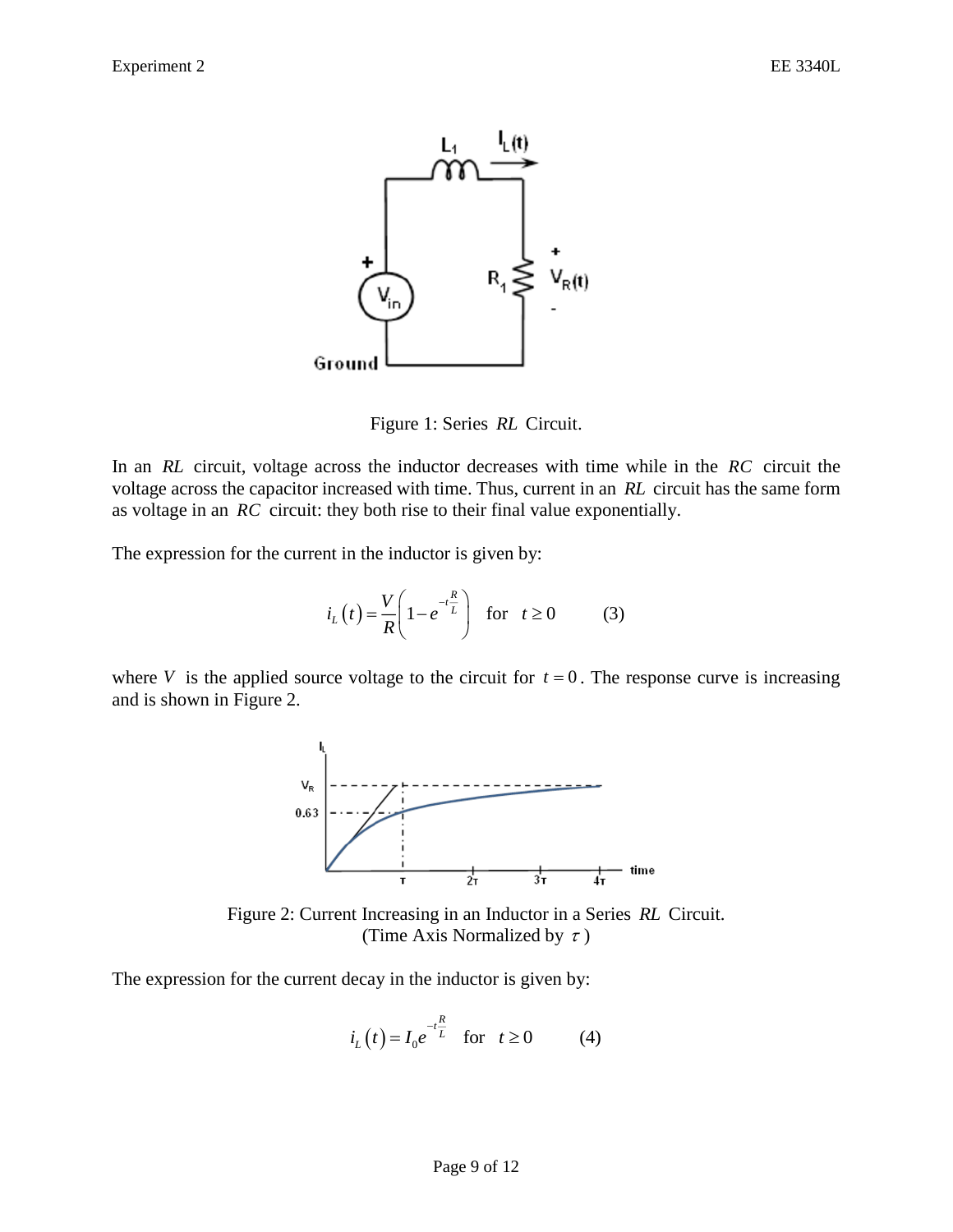Figure 1: Series $RL$ Circuit.

In an $RL$ circuit, voltage across the inductor decreases with time while in the $RC$ circuit the voltage across the capacitor increased with time. Thus, current in an $RL$ circuit has the same form as voltage in an $RC$ circuit: they both rise to their final value exponentially.

The expression for the current in the inductor is given by:

$$i_L(t) = \frac{V}{R}\left(1 - e^{-t\frac{R}{L}}\right) \quad \text{for} \quad t \geq 0 \qquad (3)$$

where $V$ is the applied source voltage to the circuit for $t = 0$. The response curve is increasing and is shown in Figure 2.

Figure 2: Current Increasing in an Inductor in a Series $RL$ Circuit.
(Time Axis Normalized by $\tau$)

The expression for the current decay in the inductor is given by:

$$i_L(t) = I_0 e^{-t\frac{R}{L}} \quad \text{for} \quad t \geq 0 \qquad (4)$$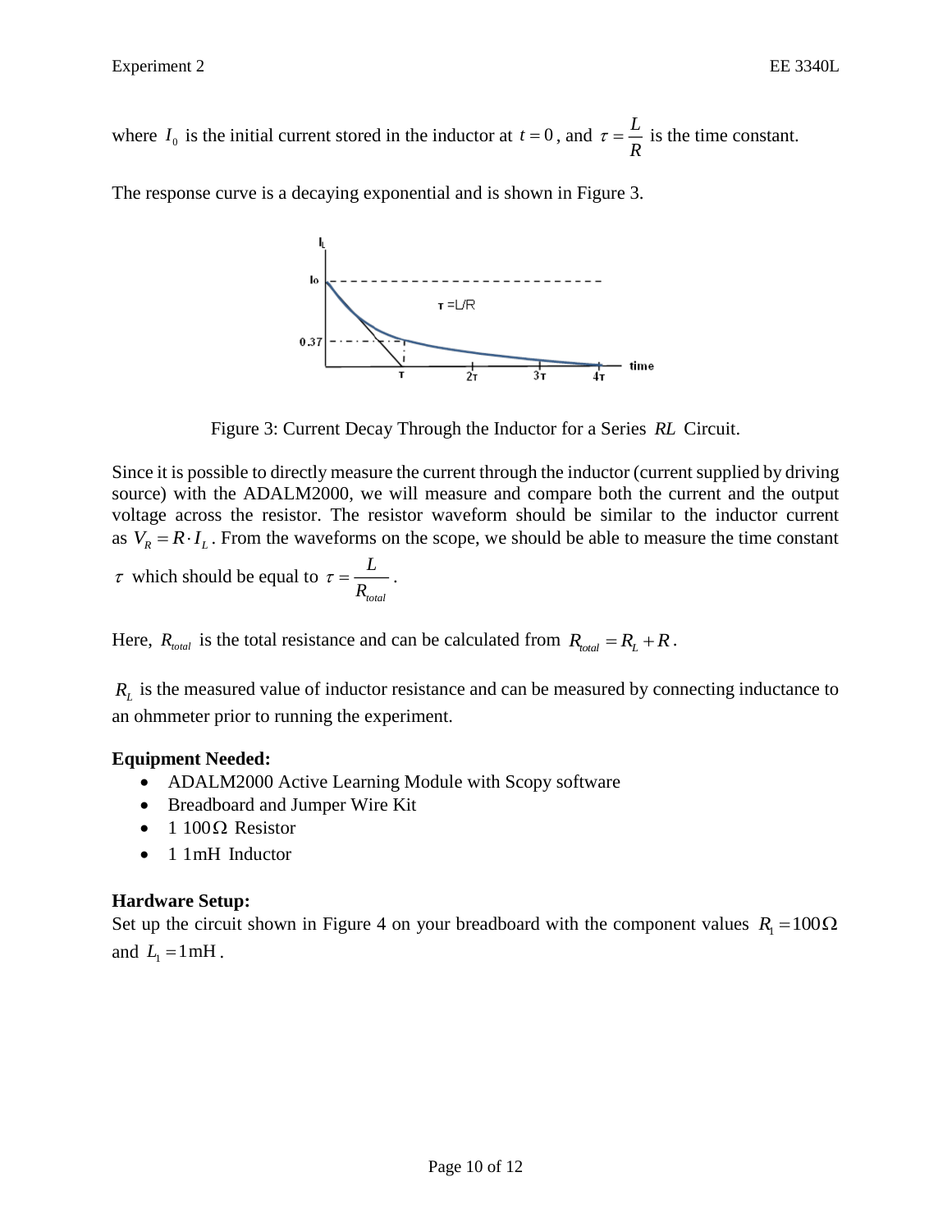where $I_0$ is the initial current stored in the inductor at $t = 0$, and $\tau = \frac{L}{R}$ is the time constant.

The response curve is a decaying exponential and is shown in Figure 3.

Figure 3: Current Decay Through the Inductor for a Series $RL$ Circuit.

Since it is possible to directly measure the current through the inductor (current supplied by driving source) with the ADALM2000, we will measure and compare both the current and the output voltage across the resistor. The resistor waveform should be similar to the inductor current as $V_R = R \cdot I_L$. From the waveforms on the scope, we should be able to measure the time constant $\tau$ which should be equal to $\tau = \frac{L}{R_{total}}$.

Here, $R_{total}$ is the total resistance and can be calculated from $R_{total} = R_L + R$.

$R_L$ is the measured value of inductor resistance and can be measured by connecting inductance to an ohmmeter prior to running the experiment.

**Equipment Needed:**

- ADALM2000 Active Learning Module with Scopy software
- Breadboard and Jumper Wire Kit
- 1 $100\Omega$ Resistor
- 1 $1\text{mH}$ Inductor

**Hardware Setup:**

Set up the circuit shown in Figure 4 on your breadboard with the component values $R_1 = 100\Omega$ and $L_1 = 1\text{mH}$.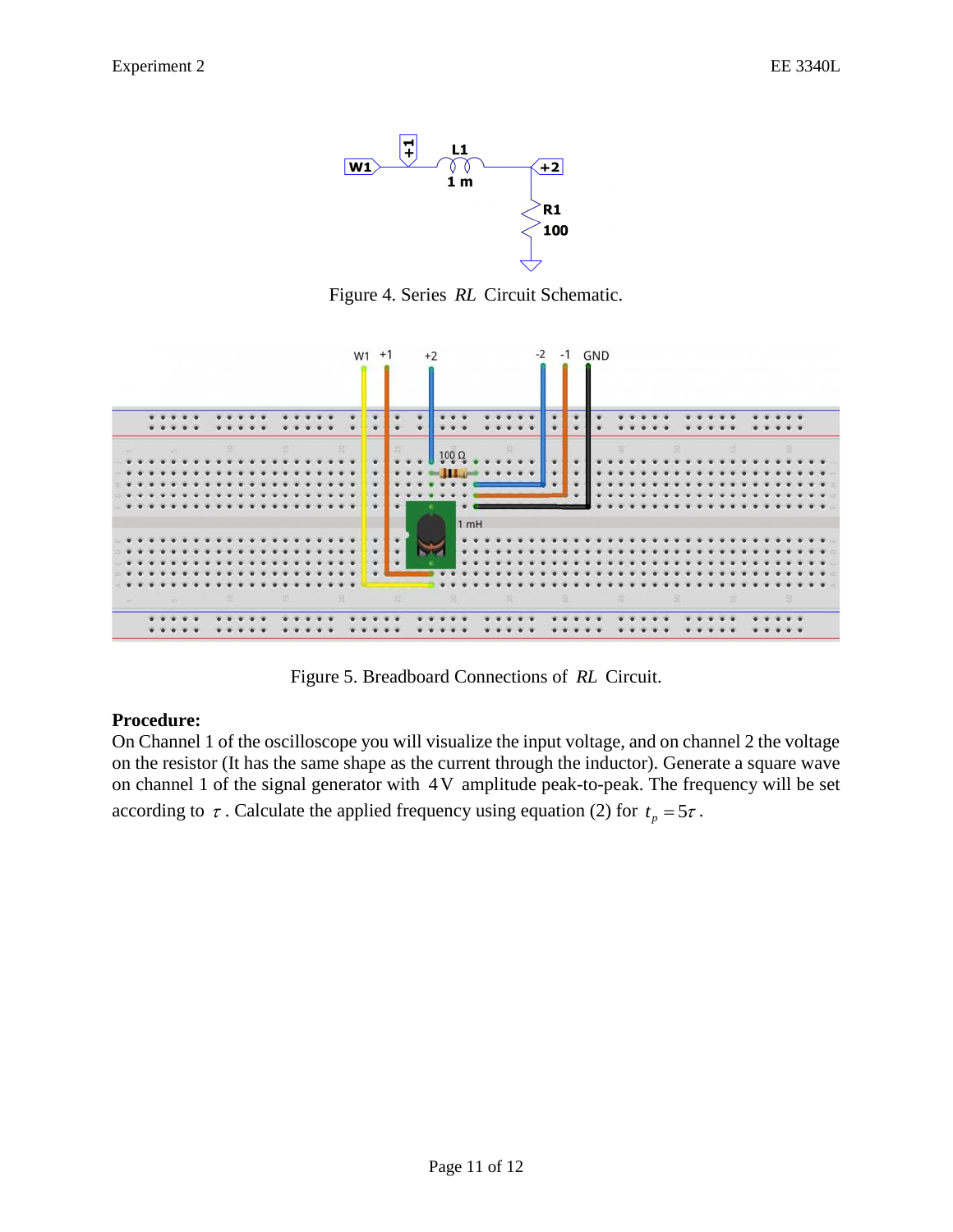Figure 4. Series *RL* Circuit Schematic.

Figure 5. Breadboard Connections of *RL* Circuit.

**Procedure:**
On Channel 1 of the oscilloscope you will visualize the input voltage, and on channel 2 the voltage on the resistor (It has the same shape as the current through the inductor). Generate a square wave on channel 1 of the signal generator with $4\,\text{V}$ amplitude peak-to-peak. The frequency will be set according to $\tau$. Calculate the applied frequency using equation (2) for $t_p = 5\tau$.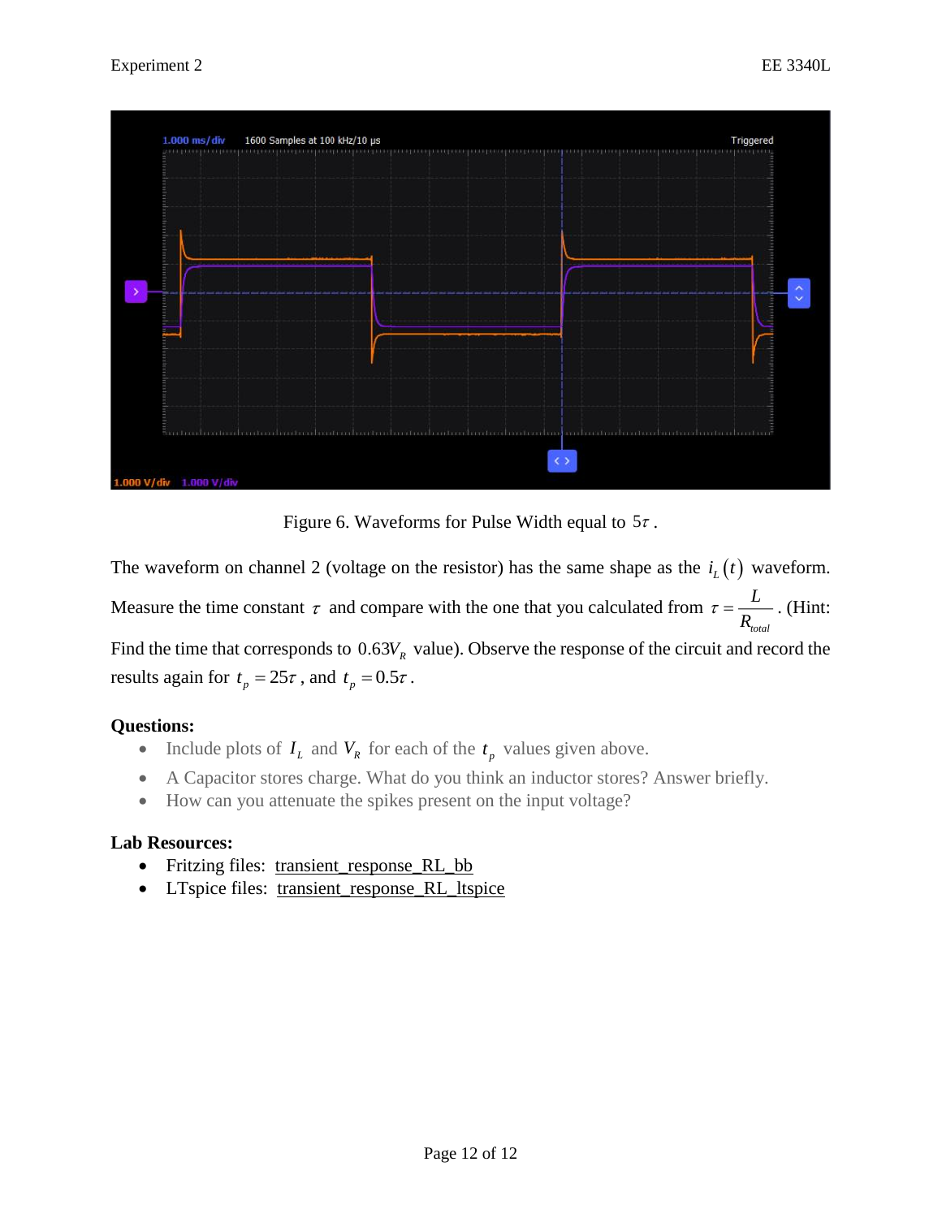1.000 ms/div
1600 Samples at 100 kHz/10 µs
Triggered
1.000 V/div 1.000 V/div

Figure 6. Waveforms for Pulse Width equal to $5\tau$.

The waveform on channel 2 (voltage on the resistor) has the same shape as the $i_L(t)$ waveform. Measure the time constant $\tau$ and compare with the one that you calculated from $\tau = \frac{L}{R_{total}}$. (Hint: Find the time that corresponds to $0.63V_R$ value). Observe the response of the circuit and record the results again for $t_p = 25\tau$, and $t_p = 0.5\tau$.

**Questions:**

- Include plots of $I_L$ and $V_R$ for each of the $t_p$ values given above.
- A Capacitor stores charge. What do you think an inductor stores? Answer briefly.
- How can you attenuate the spikes present on the input voltage?

**Lab Resources:**

- Fritzing files: transient_response_RL_bb
- LTspice files: transient_response_RL_ltspice